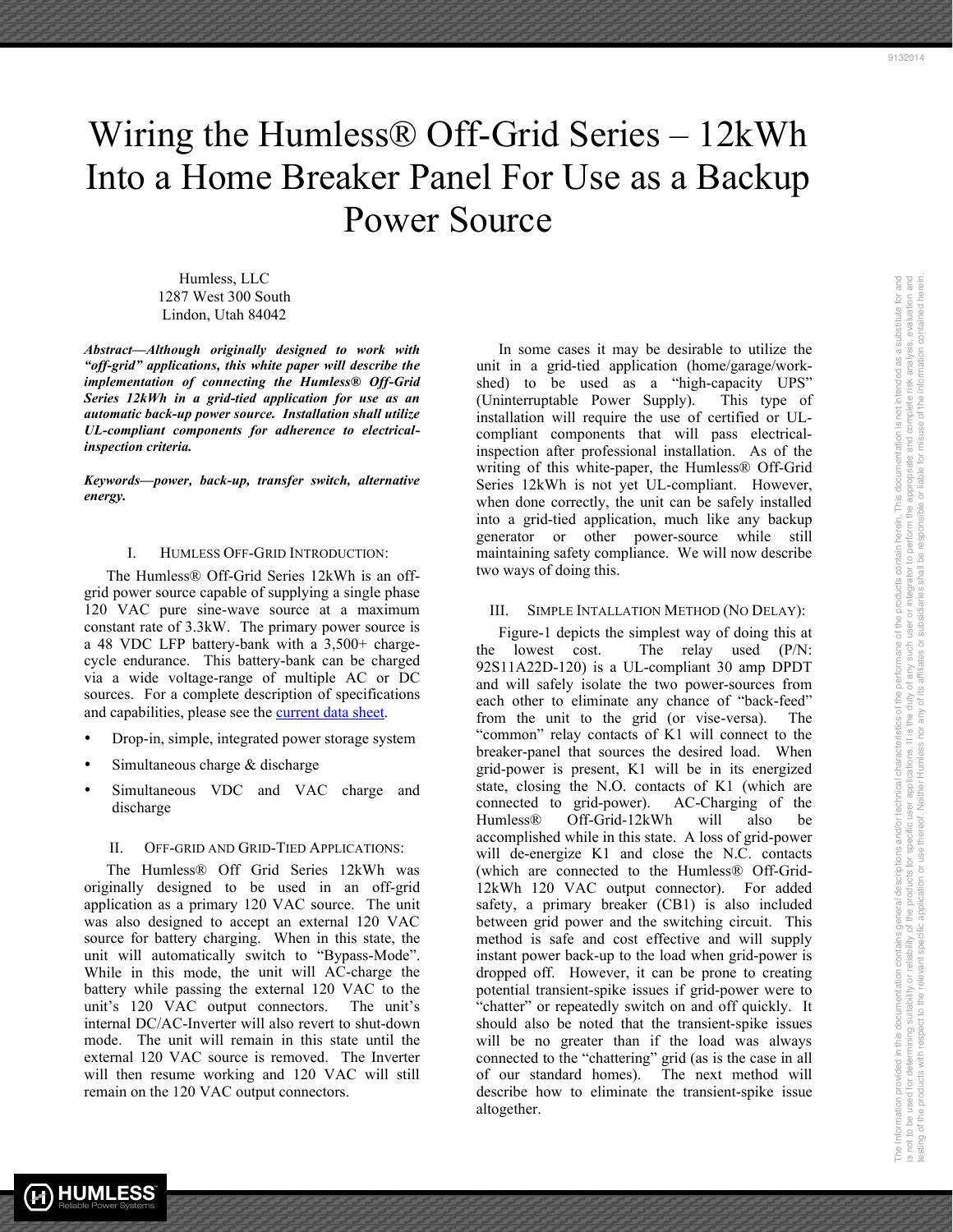# Wiring the Humless® Off-Grid Series – 12kWh Into a Home Breaker Panel For Use as a Backup Power Source

Humless, LLC
1287 West 300 South
Lindon, Utah 84042

***Abstract*—Although originally designed to work with "off-grid" applications, this white paper will describe the implementation of connecting the Humless® Off-Grid Series 12kWh in a grid-tied application for use as an automatic back-up power source. Installation shall utilize UL-compliant components for adherence to electrical-inspection criteria.**

***Keywords*—power, back-up, transfer switch, alternative energy.**

## I. Humless Off-Grid Introduction:

The Humless® Off-Grid Series 12kWh is an off-grid power source capable of supplying a single phase 120 VAC pure sine-wave source at a maximum constant rate of 3.3kW. The primary power source is a 48 VDC LFP battery-bank with a 3,500+ charge-cycle endurance. This battery-bank can be charged via a wide voltage-range of multiple AC or DC sources. For a complete description of specifications and capabilities, please see the current data sheet.

- Drop-in, simple, integrated power storage system
- Simultaneous charge & discharge
- Simultaneous VDC and VAC charge and discharge

## II. Off-Grid and Grid-Tied Applications:

The Humless® Off Grid Series 12kWh was originally designed to be used in an off-grid application as a primary 120 VAC source. The unit was also designed to accept an external 120 VAC source for battery charging. When in this state, the unit will automatically switch to "Bypass-Mode". While in this mode, the unit will AC-charge the battery while passing the external 120 VAC to the unit's 120 VAC output connectors. The unit's internal DC/AC-Inverter will also revert to shut-down mode. The unit will remain in this state until the external 120 VAC source is removed. The Inverter will then resume working and 120 VAC will still remain on the 120 VAC output connectors.

In some cases it may be desirable to utilize the unit in a grid-tied application (home/garage/work-shed) to be used as a "high-capacity UPS" (Uninterruptable Power Supply). This type of installation will require the use of certified or UL-compliant components that will pass electrical-inspection after professional installation. As of the writing of this white-paper, the Humless® Off-Grid Series 12kWh is not yet UL-compliant. However, when done correctly, the unit can be safely installed into a grid-tied application, much like any backup generator or other power-source while still maintaining safety compliance. We will now describe two ways of doing this.

## III. Simple Intallation Method (No Delay):

Figure-1 depicts the simplest way of doing this at the lowest cost. The relay used (P/N: 92S11A22D-120) is a UL-compliant 30 amp DPDT and will safely isolate the two power-sources from each other to eliminate any chance of "back-feed" from the unit to the grid (or vise-versa). The "common" relay contacts of K1 will connect to the breaker-panel that sources the desired load. When grid-power is present, K1 will be in its energized state, closing the N.O. contacts of K1 (which are connected to grid-power). AC-Charging of the Humless® Off-Grid-12kWh will also be accomplished while in this state. A loss of grid-power will de-energize K1 and close the N.C. contacts (which are connected to the Humless® Off-Grid-12kWh 120 VAC output connector). For added safety, a primary breaker (CB1) is also included between grid power and the switching circuit. This method is safe and cost effective and will supply instant power back-up to the load when grid-power is dropped off. However, it can be prone to creating potential transient-spike issues if grid-power were to "chatter" or repeatedly switch on and off quickly. It should also be noted that the transient-spike issues will be no greater than if the load was always connected to the "chattering" grid (as is the case in all of our standard homes). The next method will describe how to eliminate the transient-spike issue altogether.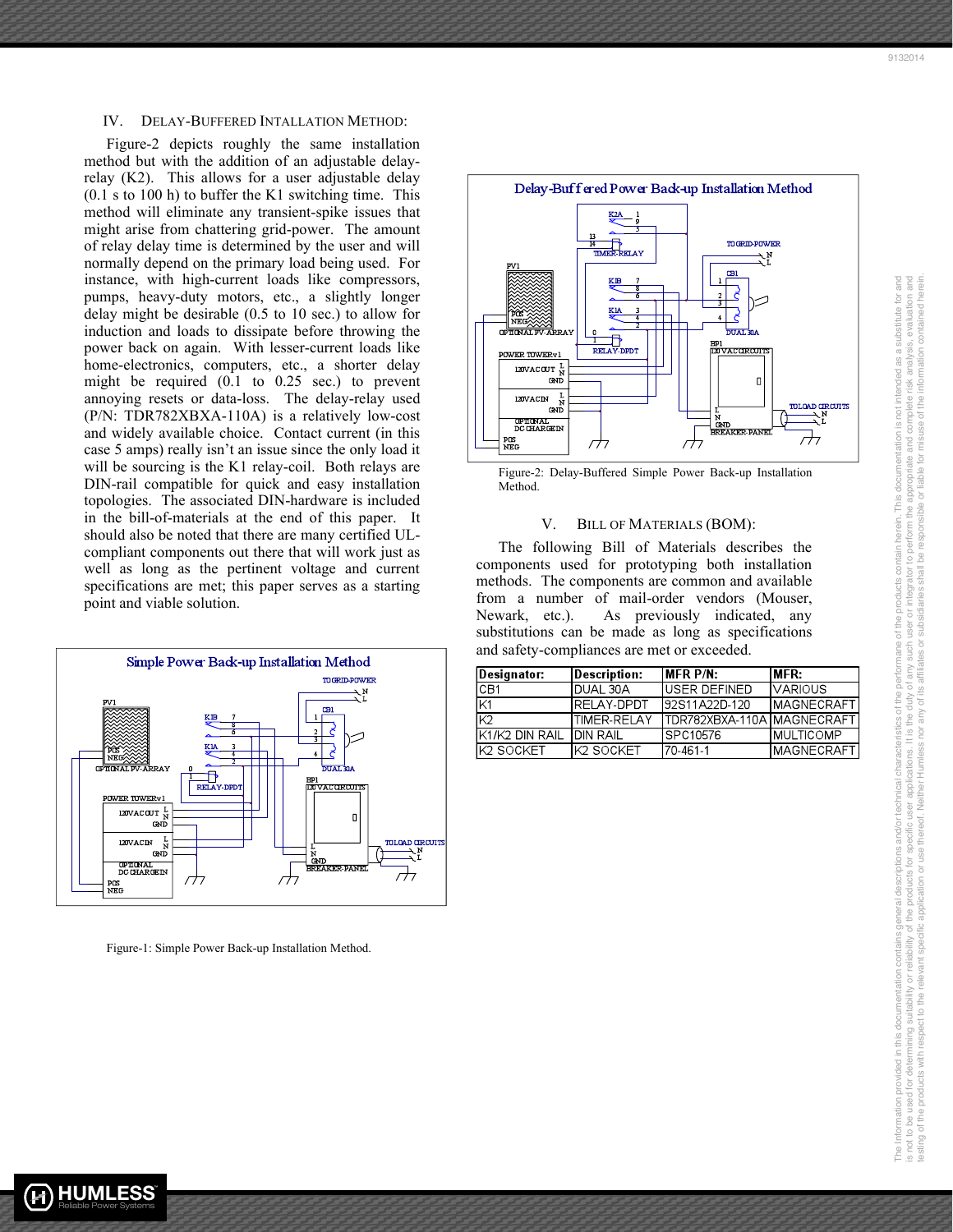## IV. Delay-Buffered Intallation Method:

Figure-2 depicts roughly the same installation method but with the addition of an adjustable delay-relay (K2). This allows for a user adjustable delay (0.1 s to 100 h) to buffer the K1 switching time. This method will eliminate any transient-spike issues that might arise from chattering grid-power. The amount of relay delay time is determined by the user and will normally depend on the primary load being used. For instance, with high-current loads like compressors, pumps, heavy-duty motors, etc., a slightly longer delay might be desirable (0.5 to 10 sec.) to allow for induction and loads to dissipate before throwing the power back on again. With lesser-current loads like home-electronics, computers, etc., a shorter delay might be required (0.1 to 0.25 sec.) to prevent annoying resets or data-loss. The delay-relay used (P/N: TDR782XBXA-110A) is a relatively low-cost and widely available choice. Contact current (in this case 5 amps) really isn't an issue since the only load it will be sourcing is the K1 relay-coil. Both relays are DIN-rail compatible for quick and easy installation topologies. The associated DIN-hardware is included in the bill-of-materials at the end of this paper. It should also be noted that there are many certified UL-compliant components out there that will work just as well as long as the pertinent voltage and current specifications are met; this paper serves as a starting point and viable solution.

Simple Power Back-up Installation Method

Figure-1: Simple Power Back-up Installation Method.

Delay-Buffered Power Back-up Installation Method

Figure-2: Delay-Buffered Simple Power Back-up Installation Method.

## V. Bill of Materials (BOM):

The following Bill of Materials describes the components used for prototyping both installation methods. The components are common and available from a number of mail-order vendors (Mouser, Newark, etc.). As previously indicated, any substitutions can be made as long as specifications and safety-compliances are met or exceeded.

| Designator: | Description: | MFR P/N: | MFR: |
|---|---|---|---|
| CB1 | DUAL 30A | USER DEFINED | VARIOUS |
| K1 | RELAY-DPDT | 92S11A22D-120 | MAGNECRAFT |
| K2 | TIMER-RELAY | TDR782XBXA-110A | MAGNECRAFT |
| K1/K2 DIN RAIL | DIN RAIL | SPC10576 | MULTICOMP |
| K2 SOCKET | K2 SOCKET | 70-461-1 | MAGNECRAFT |